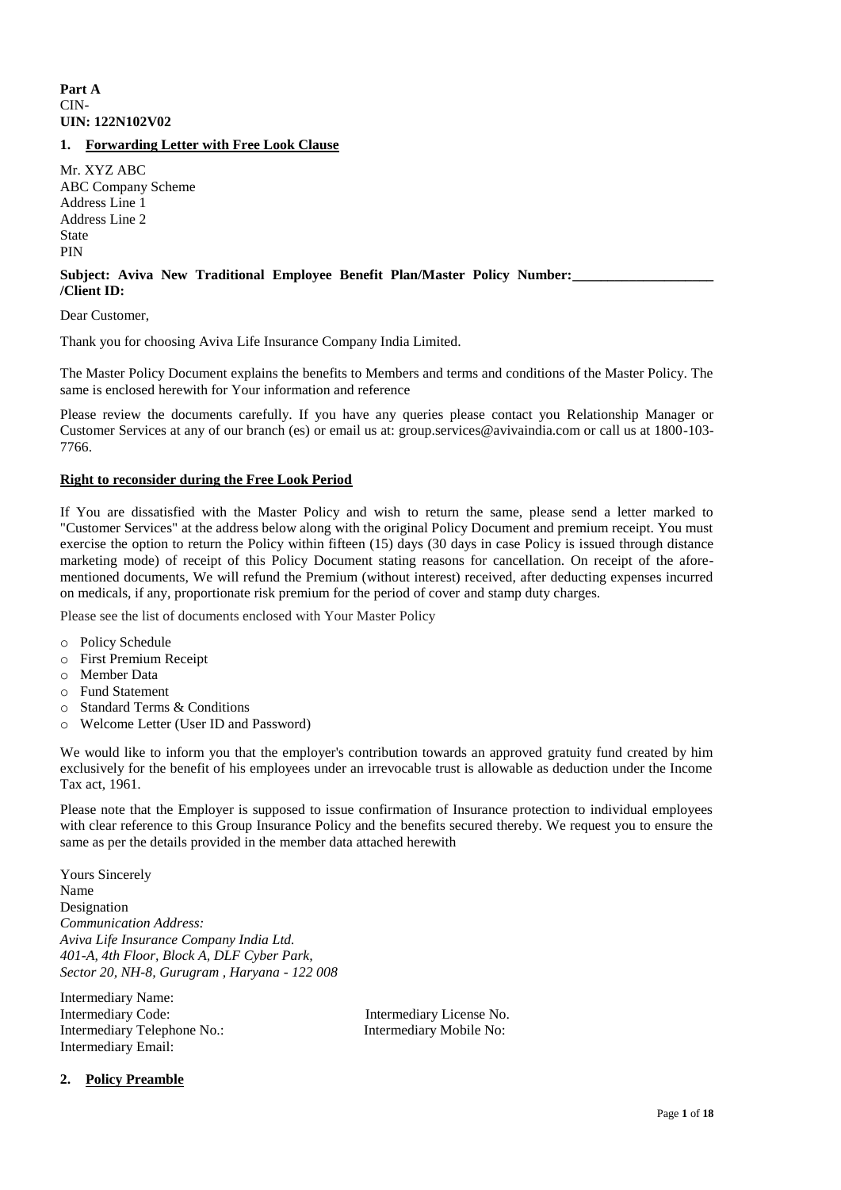**Part A**
CIN-
**UIN: 122N102V02**

## 1. Forwarding Letter with Free Look Clause

Mr. XYZ ABC
ABC Company Scheme
Address Line 1
Address Line 2
State
PIN

**Subject: Aviva New Traditional Employee Benefit Plan/Master Policy Number:____________________ /Client ID:**

Dear Customer,

Thank you for choosing Aviva Life Insurance Company India Limited.

The Master Policy Document explains the benefits to Members and terms and conditions of the Master Policy. The same is enclosed herewith for Your information and reference

Please review the documents carefully. If you have any queries please contact you Relationship Manager or Customer Services at any of our branch (es) or email us at: group.services@avivaindia.com or call us at 1800-103-7766.

### Right to reconsider during the Free Look Period

If You are dissatisfied with the Master Policy and wish to return the same, please send a letter marked to "Customer Services" at the address below along with the original Policy Document and premium receipt. You must exercise the option to return the Policy within fifteen (15) days (30 days in case Policy is issued through distance marketing mode) of receipt of this Policy Document stating reasons for cancellation. On receipt of the afore-mentioned documents, We will refund the Premium (without interest) received, after deducting expenses incurred on medicals, if any, proportionate risk premium for the period of cover and stamp duty charges.

Please see the list of documents enclosed with Your Master Policy

- Policy Schedule
- First Premium Receipt
- Member Data
- Fund Statement
- Standard Terms & Conditions
- Welcome Letter (User ID and Password)

We would like to inform you that the employer's contribution towards an approved gratuity fund created by him exclusively for the benefit of his employees under an irrevocable trust is allowable as deduction under the Income Tax act, 1961.

Please note that the Employer is supposed to issue confirmation of Insurance protection to individual employees with clear reference to this Group Insurance Policy and the benefits secured thereby. We request you to ensure the same as per the details provided in the member data attached herewith

Yours Sincerely
Name
Designation
*Communication Address:*
*Aviva Life Insurance Company India Ltd.*
*401-A, 4th Floor, Block A, DLF Cyber Park,*
*Sector 20, NH-8, Gurugram , Haryana - 122 008*

Intermediary Name:
Intermediary Code: Intermediary License No.
Intermediary Telephone No.: Intermediary Mobile No:
Intermediary Email:

## 2. Policy Preamble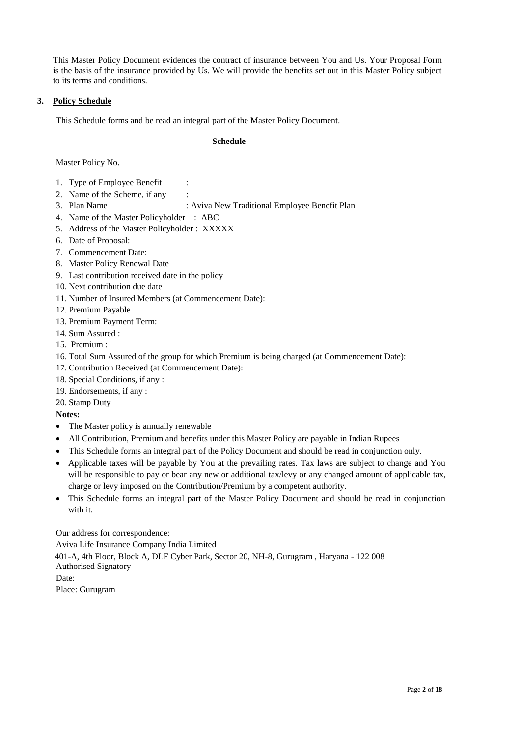This Master Policy Document evidences the contract of insurance between You and Us. Your Proposal Form is the basis of the insurance provided by Us. We will provide the benefits set out in this Master Policy subject to its terms and conditions.

## 3. Policy Schedule

This Schedule forms and be read an integral part of the Master Policy Document.

**Schedule**

Master Policy No.

1. Type of Employee Benefit :
2. Name of the Scheme, if any :
3. Plan Name : Aviva New Traditional Employee Benefit Plan
4. Name of the Master Policyholder : ABC
5. Address of the Master Policyholder : XXXXX
6. Date of Proposal:
7. Commencement Date:
8. Master Policy Renewal Date
9. Last contribution received date in the policy
10. Next contribution due date
11. Number of Insured Members (at Commencement Date):
12. Premium Payable
13. Premium Payment Term:
14. Sum Assured :
15. Premium :
16. Total Sum Assured of the group for which Premium is being charged (at Commencement Date):
17. Contribution Received (at Commencement Date):
18. Special Conditions, if any :
19. Endorsements, if any :
20. Stamp Duty

**Notes:**

- The Master policy is annually renewable
- All Contribution, Premium and benefits under this Master Policy are payable in Indian Rupees
- This Schedule forms an integral part of the Policy Document and should be read in conjunction only.
- Applicable taxes will be payable by You at the prevailing rates. Tax laws are subject to change and You will be responsible to pay or bear any new or additional tax/levy or any changed amount of applicable tax, charge or levy imposed on the Contribution/Premium by a competent authority.
- This Schedule forms an integral part of the Master Policy Document and should be read in conjunction with it.

Our address for correspondence:

Aviva Life Insurance Company India Limited

401-A, 4th Floor, Block A, DLF Cyber Park, Sector 20, NH-8, Gurugram , Haryana - 122 008

Authorised Signatory

Date:

Place: Gurugram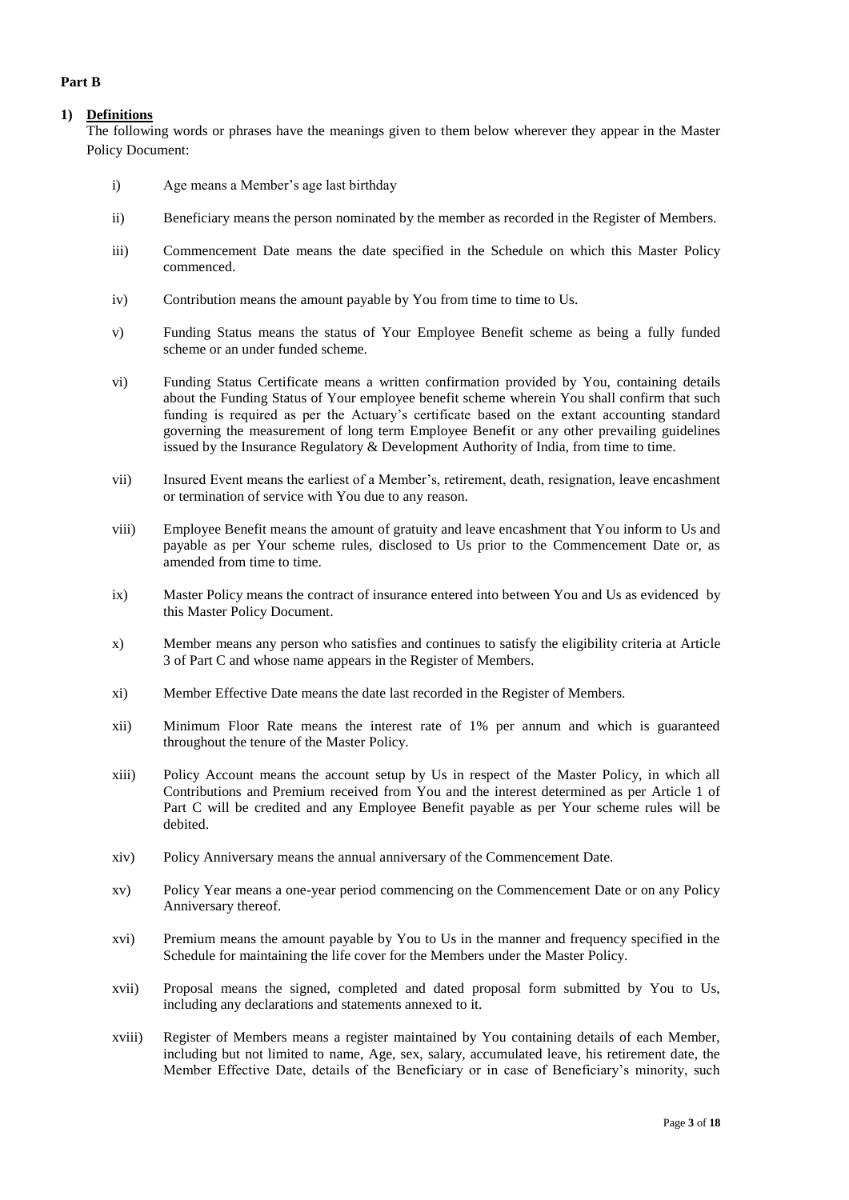**Part B**

**1) Definitions**

The following words or phrases have the meanings given to them below wherever they appear in the Master Policy Document:

i) Age means a Member's age last birthday

ii) Beneficiary means the person nominated by the member as recorded in the Register of Members.

iii) Commencement Date means the date specified in the Schedule on which this Master Policy commenced.

iv) Contribution means the amount payable by You from time to time to Us.

v) Funding Status means the status of Your Employee Benefit scheme as being a fully funded scheme or an under funded scheme.

vi) Funding Status Certificate means a written confirmation provided by You, containing details about the Funding Status of Your employee benefit scheme wherein You shall confirm that such funding is required as per the Actuary's certificate based on the extant accounting standard governing the measurement of long term Employee Benefit or any other prevailing guidelines issued by the Insurance Regulatory & Development Authority of India, from time to time.

vii) Insured Event means the earliest of a Member's, retirement, death, resignation, leave encashment or termination of service with You due to any reason.

viii) Employee Benefit means the amount of gratuity and leave encashment that You inform to Us and payable as per Your scheme rules, disclosed to Us prior to the Commencement Date or, as amended from time to time.

ix) Master Policy means the contract of insurance entered into between You and Us as evidenced by this Master Policy Document.

x) Member means any person who satisfies and continues to satisfy the eligibility criteria at Article 3 of Part C and whose name appears in the Register of Members.

xi) Member Effective Date means the date last recorded in the Register of Members.

xii) Minimum Floor Rate means the interest rate of 1% per annum and which is guaranteed throughout the tenure of the Master Policy.

xiii) Policy Account means the account setup by Us in respect of the Master Policy, in which all Contributions and Premium received from You and the interest determined as per Article 1 of Part C will be credited and any Employee Benefit payable as per Your scheme rules will be debited.

xiv) Policy Anniversary means the annual anniversary of the Commencement Date.

xv) Policy Year means a one-year period commencing on the Commencement Date or on any Policy Anniversary thereof.

xvi) Premium means the amount payable by You to Us in the manner and frequency specified in the Schedule for maintaining the life cover for the Members under the Master Policy.

xvii) Proposal means the signed, completed and dated proposal form submitted by You to Us, including any declarations and statements annexed to it.

xviii) Register of Members means a register maintained by You containing details of each Member, including but not limited to name, Age, sex, salary, accumulated leave, his retirement date, the Member Effective Date, details of the Beneficiary or in case of Beneficiary's minority, such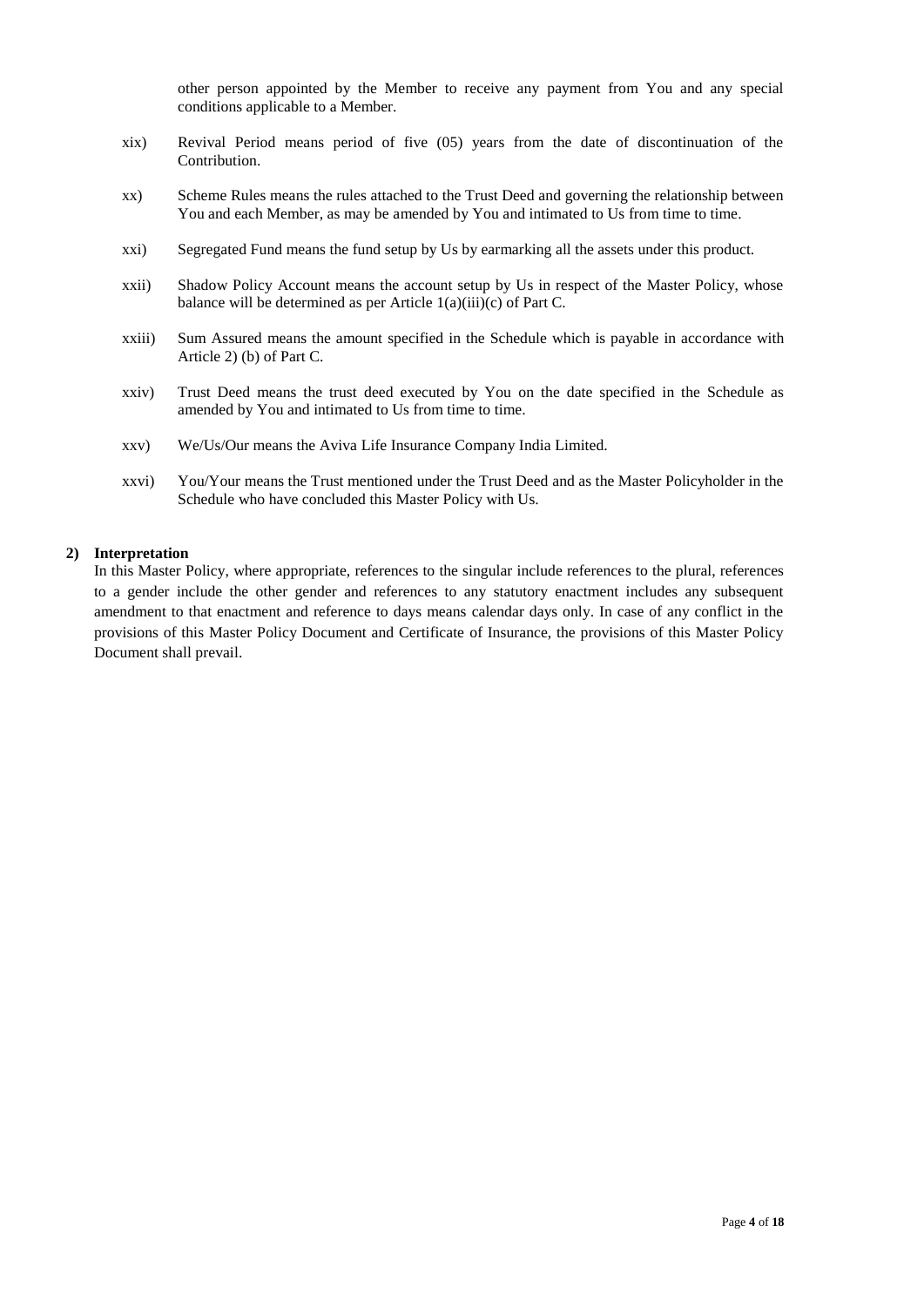other person appointed by the Member to receive any payment from You and any special conditions applicable to a Member.

xix) Revival Period means period of five (05) years from the date of discontinuation of the Contribution.

xx) Scheme Rules means the rules attached to the Trust Deed and governing the relationship between You and each Member, as may be amended by You and intimated to Us from time to time.

xxi) Segregated Fund means the fund setup by Us by earmarking all the assets under this product.

xxii) Shadow Policy Account means the account setup by Us in respect of the Master Policy, whose balance will be determined as per Article 1(a)(iii)(c) of Part C.

xxiii) Sum Assured means the amount specified in the Schedule which is payable in accordance with Article 2) (b) of Part C.

xxiv) Trust Deed means the trust deed executed by You on the date specified in the Schedule as amended by You and intimated to Us from time to time.

xxv) We/Us/Our means the Aviva Life Insurance Company India Limited.

xxvi) You/Your means the Trust mentioned under the Trust Deed and as the Master Policyholder in the Schedule who have concluded this Master Policy with Us.

**2) Interpretation**

In this Master Policy, where appropriate, references to the singular include references to the plural, references to a gender include the other gender and references to any statutory enactment includes any subsequent amendment to that enactment and reference to days means calendar days only. In case of any conflict in the provisions of this Master Policy Document and Certificate of Insurance, the provisions of this Master Policy Document shall prevail.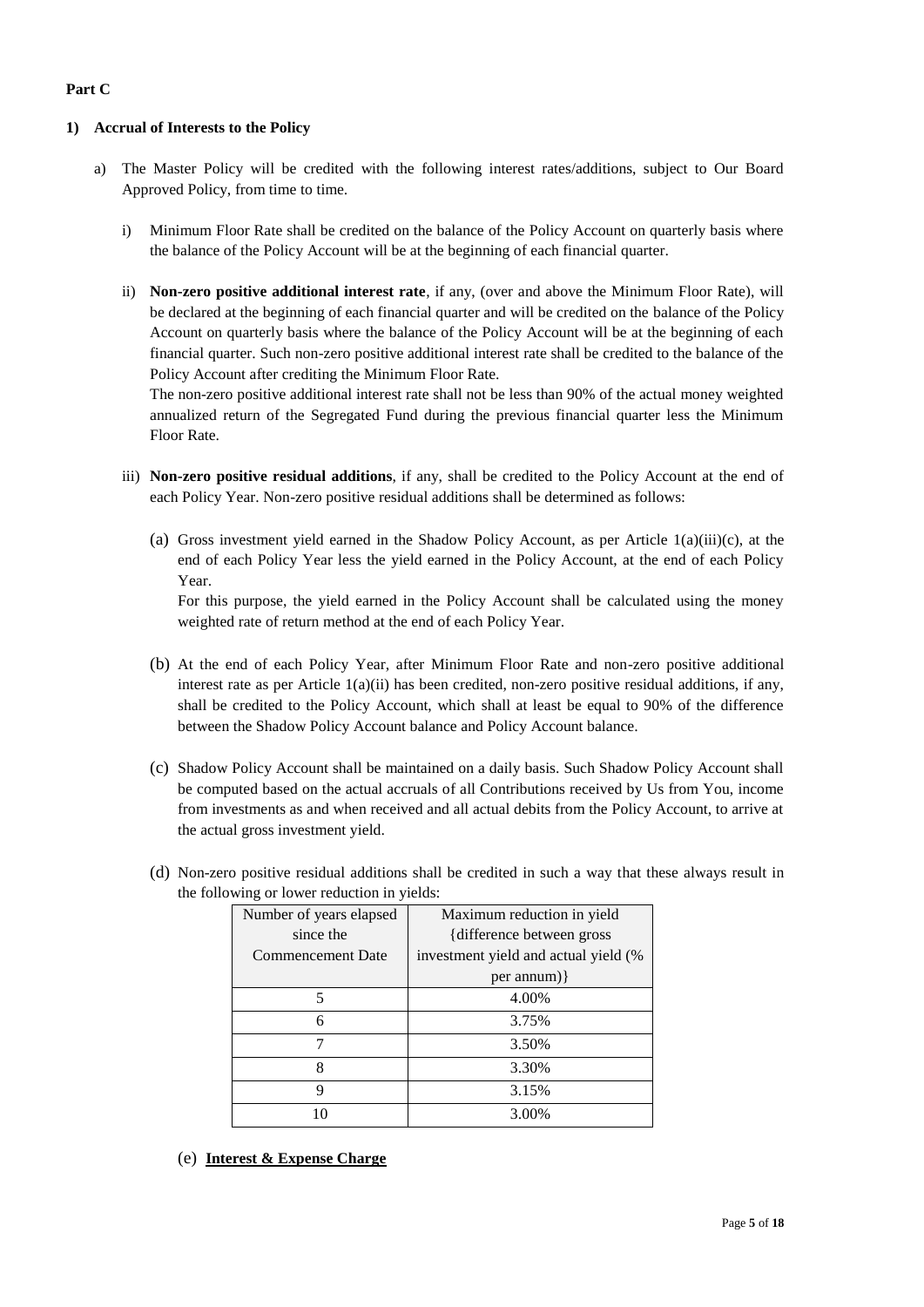**Part C**

**1) Accrual of Interests to the Policy**

a) The Master Policy will be credited with the following interest rates/additions, subject to Our Board Approved Policy, from time to time.

   i) Minimum Floor Rate shall be credited on the balance of the Policy Account on quarterly basis where the balance of the Policy Account will be at the beginning of each financial quarter.

   ii) **Non-zero positive additional interest rate**, if any, (over and above the Minimum Floor Rate), will be declared at the beginning of each financial quarter and will be credited on the balance of the Policy Account on quarterly basis where the balance of the Policy Account will be at the beginning of each financial quarter. Such non-zero positive additional interest rate shall be credited to the balance of the Policy Account after crediting the Minimum Floor Rate.
   The non-zero positive additional interest rate shall not be less than 90% of the actual money weighted annualized return of the Segregated Fund during the previous financial quarter less the Minimum Floor Rate.

   iii) **Non-zero positive residual additions**, if any, shall be credited to the Policy Account at the end of each Policy Year. Non-zero positive residual additions shall be determined as follows:

      (a) Gross investment yield earned in the Shadow Policy Account, as per Article 1(a)(iii)(c), at the end of each Policy Year less the yield earned in the Policy Account, at the end of each Policy Year.
      For this purpose, the yield earned in the Policy Account shall be calculated using the money weighted rate of return method at the end of each Policy Year.

      (b) At the end of each Policy Year, after Minimum Floor Rate and non-zero positive additional interest rate as per Article 1(a)(ii) has been credited, non-zero positive residual additions, if any, shall be credited to the Policy Account, which shall at least be equal to 90% of the difference between the Shadow Policy Account balance and Policy Account balance.

      (c) Shadow Policy Account shall be maintained on a daily basis. Such Shadow Policy Account shall be computed based on the actual accruals of all Contributions received by Us from You, income from investments as and when received and all actual debits from the Policy Account, to arrive at the actual gross investment yield.

      (d) Non-zero positive residual additions shall be credited in such a way that these always result in the following or lower reduction in yields:

| Number of years elapsed since the Commencement Date | Maximum reduction in yield {difference between gross investment yield and actual yield (% per annum)} |
|---|---|
| 5 | 4.00% |
| 6 | 3.75% |
| 7 | 3.50% |
| 8 | 3.30% |
| 9 | 3.15% |
| 10 | 3.00% |

      (e) **Interest & Expense Charge**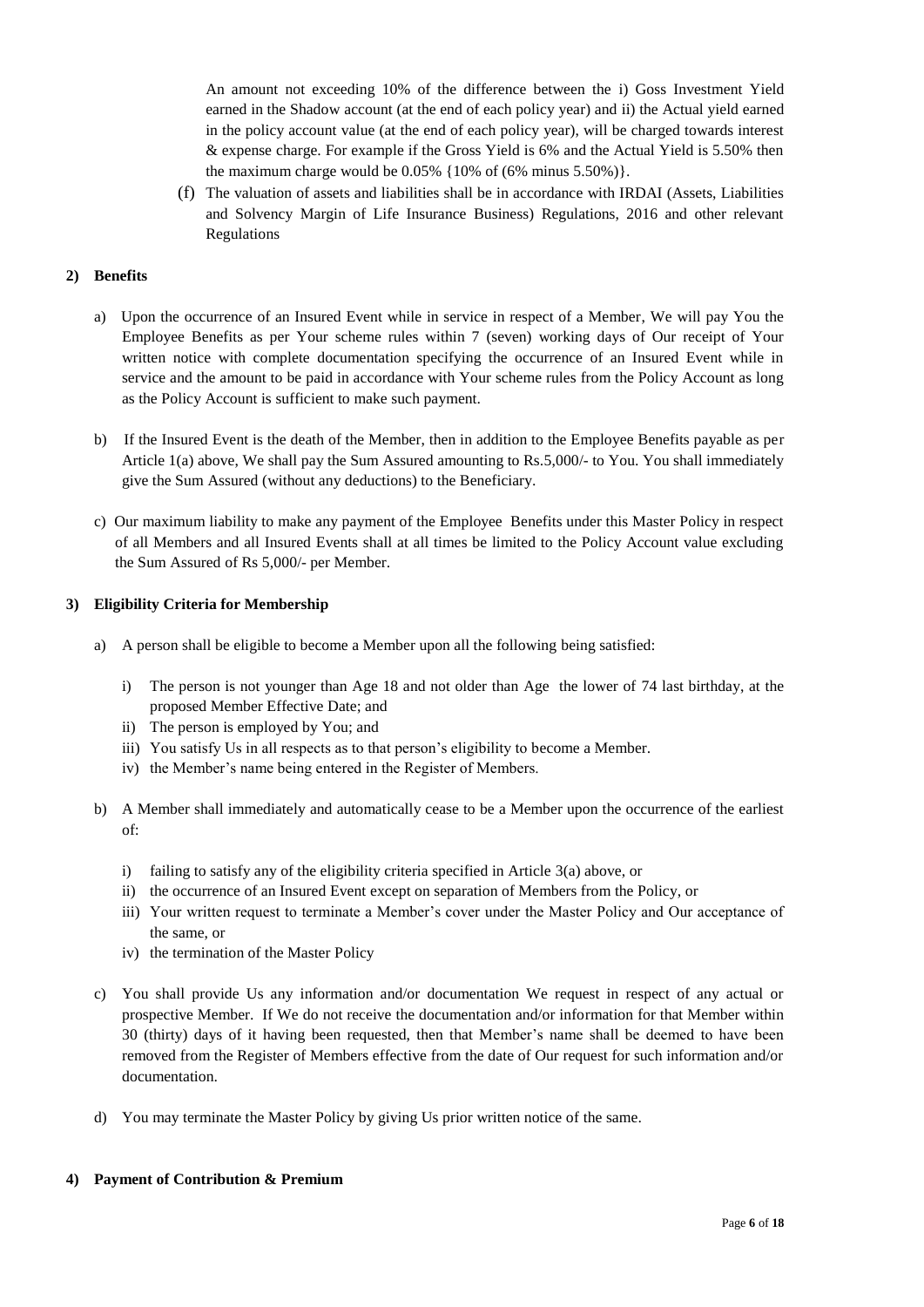An amount not exceeding 10% of the difference between the i) Goss Investment Yield earned in the Shadow account (at the end of each policy year) and ii) the Actual yield earned in the policy account value (at the end of each policy year), will be charged towards interest & expense charge. For example if the Gross Yield is 6% and the Actual Yield is 5.50% then the maximum charge would be 0.05% {10% of (6% minus 5.50%)}.

(f) The valuation of assets and liabilities shall be in accordance with IRDAI (Assets, Liabilities and Solvency Margin of Life Insurance Business) Regulations, 2016 and other relevant Regulations

## 2) Benefits

a) Upon the occurrence of an Insured Event while in service in respect of a Member, We will pay You the Employee Benefits as per Your scheme rules within 7 (seven) working days of Our receipt of Your written notice with complete documentation specifying the occurrence of an Insured Event while in service and the amount to be paid in accordance with Your scheme rules from the Policy Account as long as the Policy Account is sufficient to make such payment.

b) If the Insured Event is the death of the Member, then in addition to the Employee Benefits payable as per Article 1(a) above, We shall pay the Sum Assured amounting to Rs.5,000/- to You. You shall immediately give the Sum Assured (without any deductions) to the Beneficiary.

c) Our maximum liability to make any payment of the Employee Benefits under this Master Policy in respect of all Members and all Insured Events shall at all times be limited to the Policy Account value excluding the Sum Assured of Rs 5,000/- per Member.

## 3) Eligibility Criteria for Membership

a) A person shall be eligible to become a Member upon all the following being satisfied:

   i) The person is not younger than Age 18 and not older than Age the lower of 74 last birthday, at the proposed Member Effective Date; and
   ii) The person is employed by You; and
   iii) You satisfy Us in all respects as to that person's eligibility to become a Member.
   iv) the Member's name being entered in the Register of Members.

b) A Member shall immediately and automatically cease to be a Member upon the occurrence of the earliest of:

   i) failing to satisfy any of the eligibility criteria specified in Article 3(a) above, or
   ii) the occurrence of an Insured Event except on separation of Members from the Policy, or
   iii) Your written request to terminate a Member's cover under the Master Policy and Our acceptance of the same, or
   iv) the termination of the Master Policy

c) You shall provide Us any information and/or documentation We request in respect of any actual or prospective Member. If We do not receive the documentation and/or information for that Member within 30 (thirty) days of it having been requested, then that Member's name shall be deemed to have been removed from the Register of Members effective from the date of Our request for such information and/or documentation.

d) You may terminate the Master Policy by giving Us prior written notice of the same.

## 4) Payment of Contribution & Premium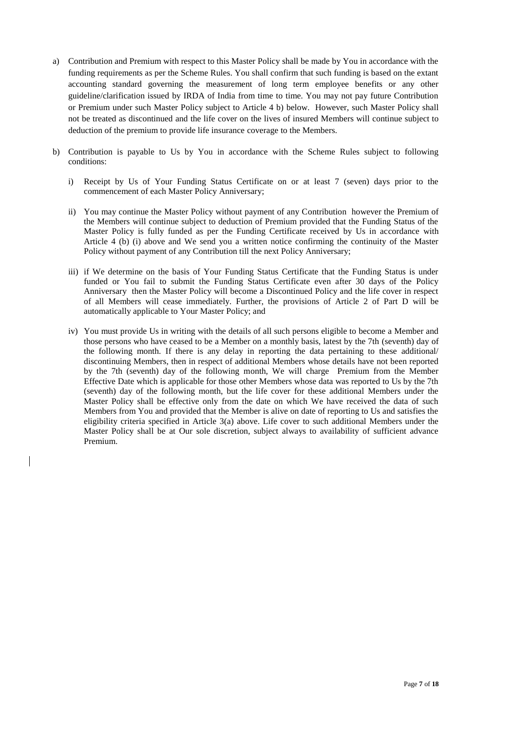a) Contribution and Premium with respect to this Master Policy shall be made by You in accordance with the funding requirements as per the Scheme Rules. You shall confirm that such funding is based on the extant accounting standard governing the measurement of long term employee benefits or any other guideline/clarification issued by IRDA of India from time to time. You may not pay future Contribution or Premium under such Master Policy subject to Article 4 b) below. However, such Master Policy shall not be treated as discontinued and the life cover on the lives of insured Members will continue subject to deduction of the premium to provide life insurance coverage to the Members.

b) Contribution is payable to Us by You in accordance with the Scheme Rules subject to following conditions:

   i) Receipt by Us of Your Funding Status Certificate on or at least 7 (seven) days prior to the commencement of each Master Policy Anniversary;

   ii) You may continue the Master Policy without payment of any Contribution however the Premium of the Members will continue subject to deduction of Premium provided that the Funding Status of the Master Policy is fully funded as per the Funding Certificate received by Us in accordance with Article 4 (b) (i) above and We send you a written notice confirming the continuity of the Master Policy without payment of any Contribution till the next Policy Anniversary;

   iii) if We determine on the basis of Your Funding Status Certificate that the Funding Status is under funded or You fail to submit the Funding Status Certificate even after 30 days of the Policy Anniversary then the Master Policy will become a Discontinued Policy and the life cover in respect of all Members will cease immediately. Further, the provisions of Article 2 of Part D will be automatically applicable to Your Master Policy; and

   iv) You must provide Us in writing with the details of all such persons eligible to become a Member and those persons who have ceased to be a Member on a monthly basis, latest by the 7th (seventh) day of the following month. If there is any delay in reporting the data pertaining to these additional/ discontinuing Members, then in respect of additional Members whose details have not been reported by the 7th (seventh) day of the following month, We will charge Premium from the Member Effective Date which is applicable for those other Members whose data was reported to Us by the 7th (seventh) day of the following month, but the life cover for these additional Members under the Master Policy shall be effective only from the date on which We have received the data of such Members from You and provided that the Member is alive on date of reporting to Us and satisfies the eligibility criteria specified in Article 3(a) above. Life cover to such additional Members under the Master Policy shall be at Our sole discretion, subject always to availability of sufficient advance Premium.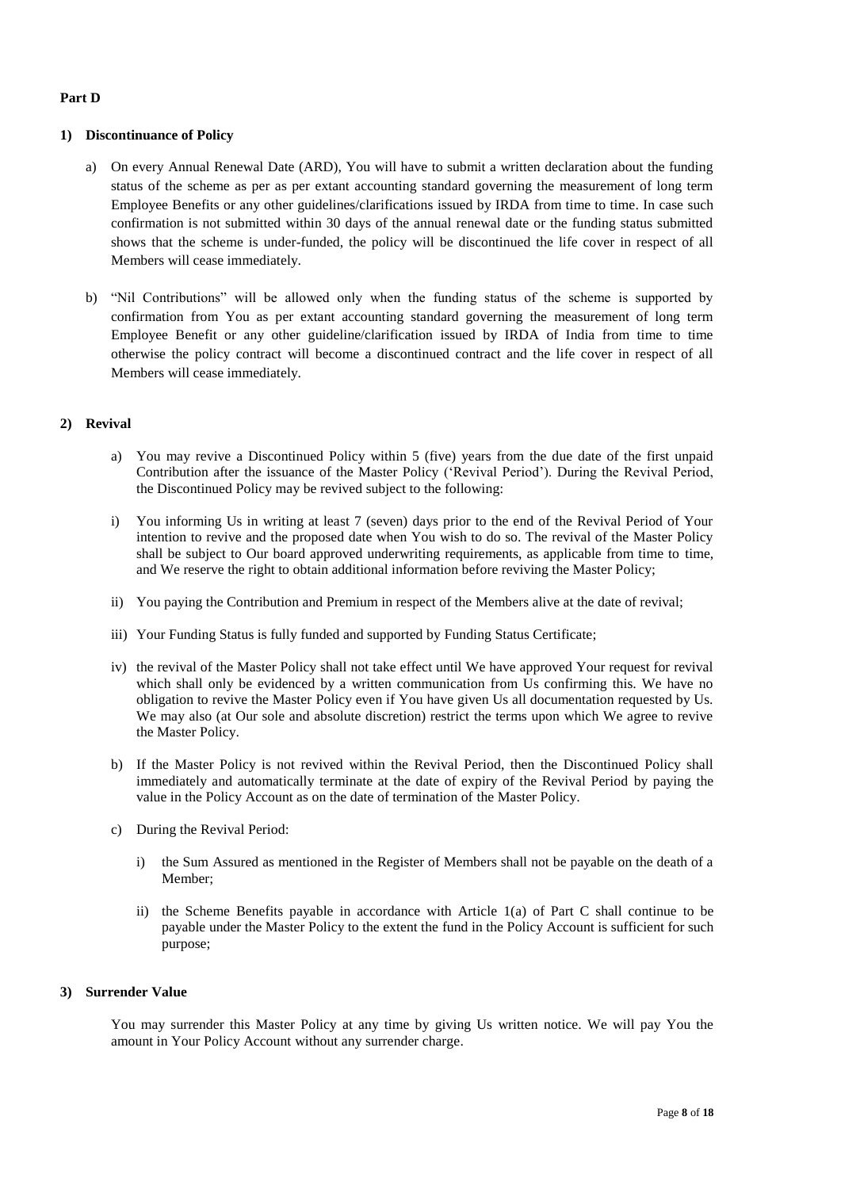**Part D**

**1) Discontinuance of Policy**

a) On every Annual Renewal Date (ARD), You will have to submit a written declaration about the funding status of the scheme as per as per extant accounting standard governing the measurement of long term Employee Benefits or any other guidelines/clarifications issued by IRDA from time to time. In case such confirmation is not submitted within 30 days of the annual renewal date or the funding status submitted shows that the scheme is under-funded, the policy will be discontinued the life cover in respect of all Members will cease immediately.

b) "Nil Contributions" will be allowed only when the funding status of the scheme is supported by confirmation from You as per extant accounting standard governing the measurement of long term Employee Benefit or any other guideline/clarification issued by IRDA of India from time to time otherwise the policy contract will become a discontinued contract and the life cover in respect of all Members will cease immediately.

**2) Revival**

a) You may revive a Discontinued Policy within 5 (five) years from the due date of the first unpaid Contribution after the issuance of the Master Policy ('Revival Period'). During the Revival Period, the Discontinued Policy may be revived subject to the following:

i) You informing Us in writing at least 7 (seven) days prior to the end of the Revival Period of Your intention to revive and the proposed date when You wish to do so. The revival of the Master Policy shall be subject to Our board approved underwriting requirements, as applicable from time to time, and We reserve the right to obtain additional information before reviving the Master Policy;

ii) You paying the Contribution and Premium in respect of the Members alive at the date of revival;

iii) Your Funding Status is fully funded and supported by Funding Status Certificate;

iv) the revival of the Master Policy shall not take effect until We have approved Your request for revival which shall only be evidenced by a written communication from Us confirming this. We have no obligation to revive the Master Policy even if You have given Us all documentation requested by Us. We may also (at Our sole and absolute discretion) restrict the terms upon which We agree to revive the Master Policy.

b) If the Master Policy is not revived within the Revival Period, then the Discontinued Policy shall immediately and automatically terminate at the date of expiry of the Revival Period by paying the value in the Policy Account as on the date of termination of the Master Policy.

c) During the Revival Period:

   i) the Sum Assured as mentioned in the Register of Members shall not be payable on the death of a Member;

   ii) the Scheme Benefits payable in accordance with Article 1(a) of Part C shall continue to be payable under the Master Policy to the extent the fund in the Policy Account is sufficient for such purpose;

**3) Surrender Value**

You may surrender this Master Policy at any time by giving Us written notice. We will pay You the amount in Your Policy Account without any surrender charge.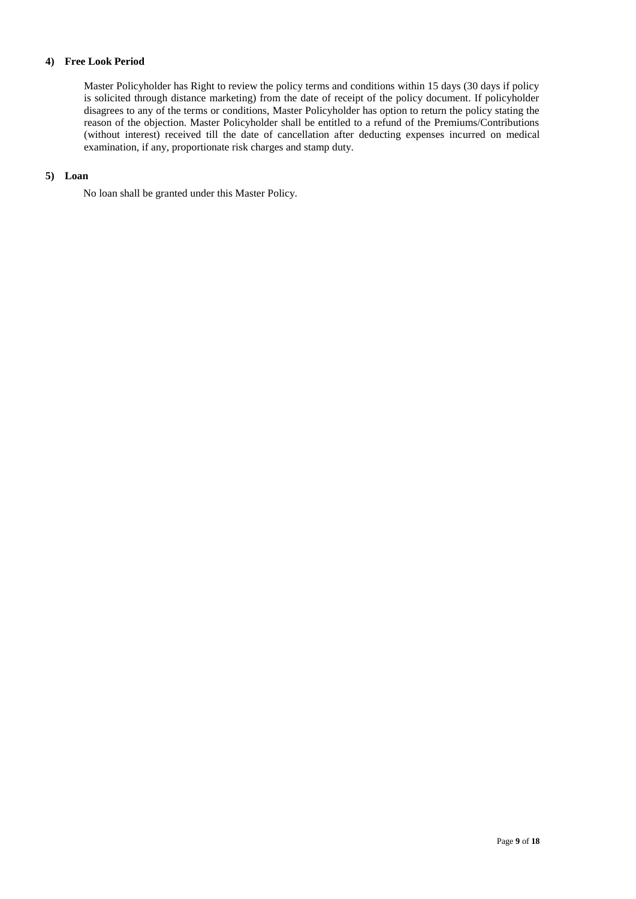**4) Free Look Period**

Master Policyholder has Right to review the policy terms and conditions within 15 days (30 days if policy is solicited through distance marketing) from the date of receipt of the policy document. If policyholder disagrees to any of the terms or conditions, Master Policyholder has option to return the policy stating the reason of the objection. Master Policyholder shall be entitled to a refund of the Premiums/Contributions (without interest) received till the date of cancellation after deducting expenses incurred on medical examination, if any, proportionate risk charges and stamp duty.

**5) Loan**

No loan shall be granted under this Master Policy.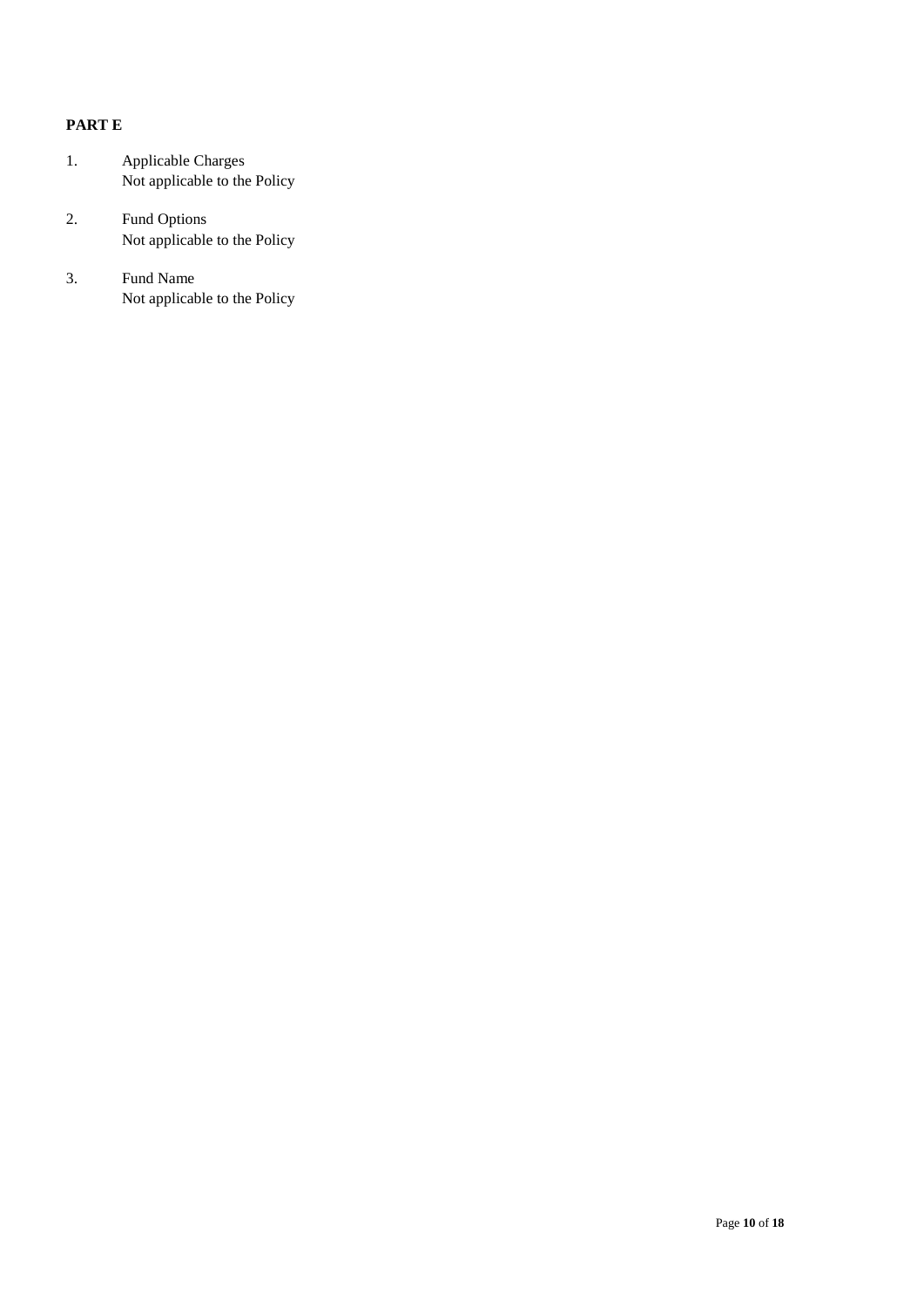**PART E**

1. Applicable Charges
   Not applicable to the Policy

2. Fund Options
   Not applicable to the Policy

3. Fund Name
   Not applicable to the Policy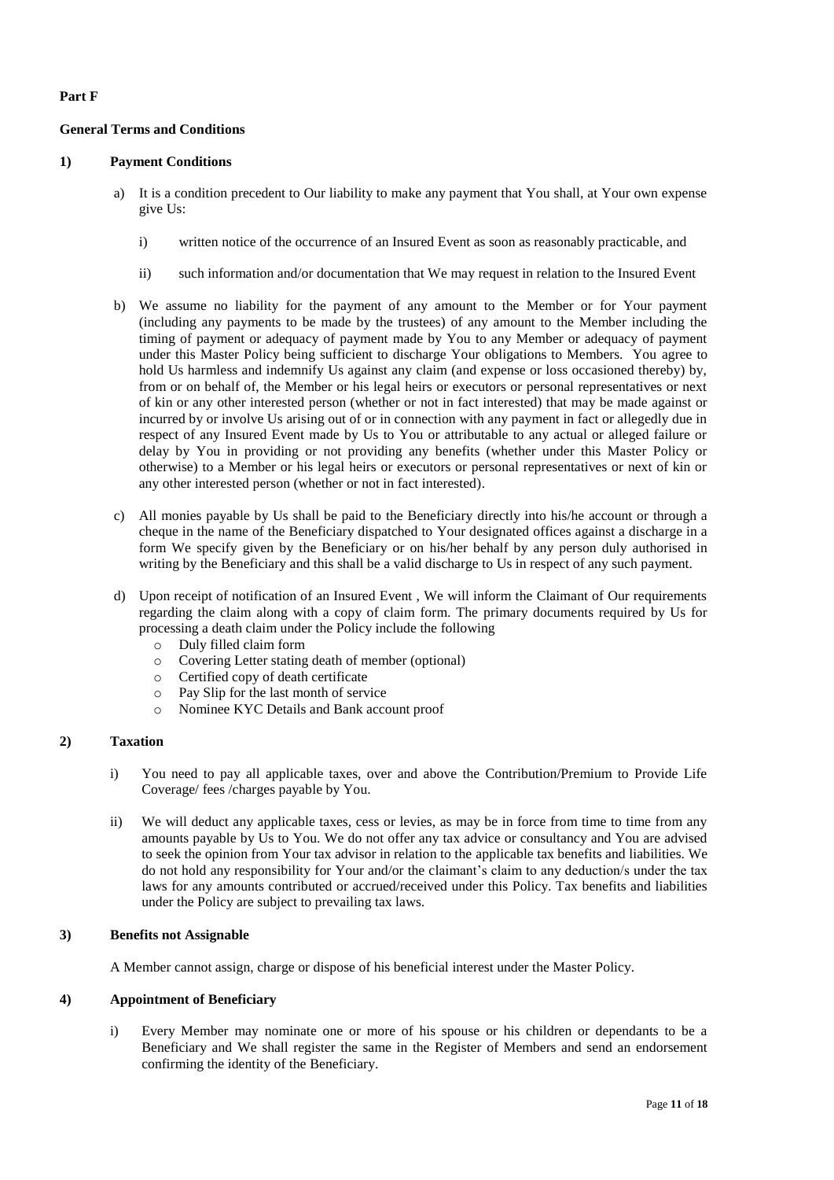**Part F**

**General Terms and Conditions**

**1) Payment Conditions**

a) It is a condition precedent to Our liability to make any payment that You shall, at Your own expense give Us:

   i) written notice of the occurrence of an Insured Event as soon as reasonably practicable, and

   ii) such information and/or documentation that We may request in relation to the Insured Event

b) We assume no liability for the payment of any amount to the Member or for Your payment (including any payments to be made by the trustees) of any amount to the Member including the timing of payment or adequacy of payment made by You to any Member or adequacy of payment under this Master Policy being sufficient to discharge Your obligations to Members. You agree to hold Us harmless and indemnify Us against any claim (and expense or loss occasioned thereby) by, from or on behalf of, the Member or his legal heirs or executors or personal representatives or next of kin or any other interested person (whether or not in fact interested) that may be made against or incurred by or involve Us arising out of or in connection with any payment in fact or allegedly due in respect of any Insured Event made by Us to You or attributable to any actual or alleged failure or delay by You in providing or not providing any benefits (whether under this Master Policy or otherwise) to a Member or his legal heirs or executors or personal representatives or next of kin or any other interested person (whether or not in fact interested).

c) All monies payable by Us shall be paid to the Beneficiary directly into his/he account or through a cheque in the name of the Beneficiary dispatched to Your designated offices against a discharge in a form We specify given by the Beneficiary or on his/her behalf by any person duly authorised in writing by the Beneficiary and this shall be a valid discharge to Us in respect of any such payment.

d) Upon receipt of notification of an Insured Event , We will inform the Claimant of Our requirements regarding the claim along with a copy of claim form. The primary documents required by Us for processing a death claim under the Policy include the following
   - Duly filled claim form
   - Covering Letter stating death of member (optional)
   - Certified copy of death certificate
   - Pay Slip for the last month of service
   - Nominee KYC Details and Bank account proof

**2) Taxation**

i) You need to pay all applicable taxes, over and above the Contribution/Premium to Provide Life Coverage/ fees /charges payable by You.

ii) We will deduct any applicable taxes, cess or levies, as may be in force from time to time from any amounts payable by Us to You. We do not offer any tax advice or consultancy and You are advised to seek the opinion from Your tax advisor in relation to the applicable tax benefits and liabilities. We do not hold any responsibility for Your and/or the claimant's claim to any deduction/s under the tax laws for any amounts contributed or accrued/received under this Policy. Tax benefits and liabilities under the Policy are subject to prevailing tax laws.

**3) Benefits not Assignable**

A Member cannot assign, charge or dispose of his beneficial interest under the Master Policy.

**4) Appointment of Beneficiary**

i) Every Member may nominate one or more of his spouse or his children or dependants to be a Beneficiary and We shall register the same in the Register of Members and send an endorsement confirming the identity of the Beneficiary.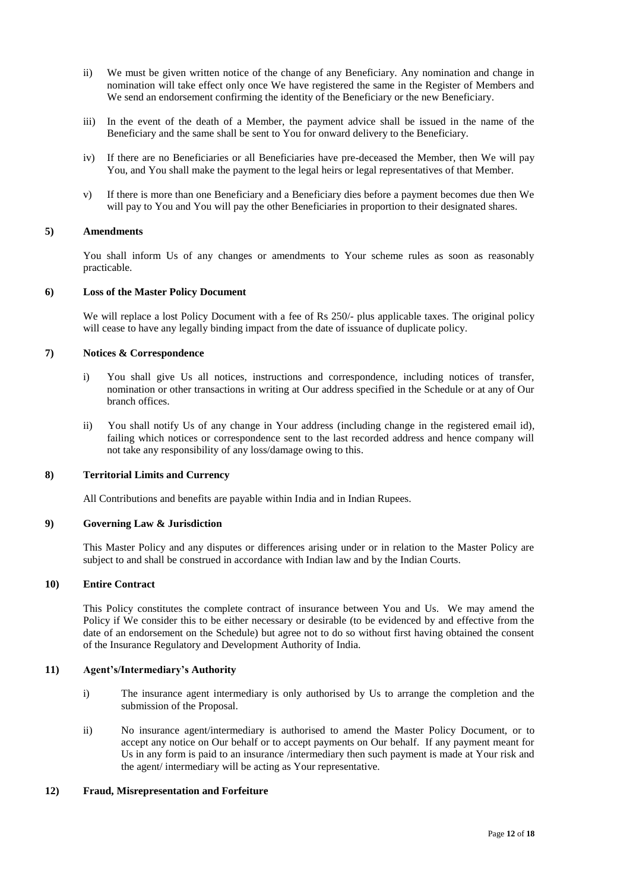ii) We must be given written notice of the change of any Beneficiary. Any nomination and change in nomination will take effect only once We have registered the same in the Register of Members and We send an endorsement confirming the identity of the Beneficiary or the new Beneficiary.

iii) In the event of the death of a Member, the payment advice shall be issued in the name of the Beneficiary and the same shall be sent to You for onward delivery to the Beneficiary.

iv) If there are no Beneficiaries or all Beneficiaries have pre-deceased the Member, then We will pay You, and You shall make the payment to the legal heirs or legal representatives of that Member.

v) If there is more than one Beneficiary and a Beneficiary dies before a payment becomes due then We will pay to You and You will pay the other Beneficiaries in proportion to their designated shares.

### 5) Amendments

You shall inform Us of any changes or amendments to Your scheme rules as soon as reasonably practicable.

### 6) Loss of the Master Policy Document

We will replace a lost Policy Document with a fee of Rs 250/- plus applicable taxes. The original policy will cease to have any legally binding impact from the date of issuance of duplicate policy.

### 7) Notices & Correspondence

i) You shall give Us all notices, instructions and correspondence, including notices of transfer, nomination or other transactions in writing at Our address specified in the Schedule or at any of Our branch offices.

ii) You shall notify Us of any change in Your address (including change in the registered email id), failing which notices or correspondence sent to the last recorded address and hence company will not take any responsibility of any loss/damage owing to this.

### 8) Territorial Limits and Currency

All Contributions and benefits are payable within India and in Indian Rupees.

### 9) Governing Law & Jurisdiction

This Master Policy and any disputes or differences arising under or in relation to the Master Policy are subject to and shall be construed in accordance with Indian law and by the Indian Courts.

### 10) Entire Contract

This Policy constitutes the complete contract of insurance between You and Us. We may amend the Policy if We consider this to be either necessary or desirable (to be evidenced by and effective from the date of an endorsement on the Schedule) but agree not to do so without first having obtained the consent of the Insurance Regulatory and Development Authority of India.

### 11) Agent's/Intermediary's Authority

i) The insurance agent intermediary is only authorised by Us to arrange the completion and the submission of the Proposal.

ii) No insurance agent/intermediary is authorised to amend the Master Policy Document, or to accept any notice on Our behalf or to accept payments on Our behalf. If any payment meant for Us in any form is paid to an insurance /intermediary then such payment is made at Your risk and the agent/ intermediary will be acting as Your representative.

### 12) Fraud, Misrepresentation and Forfeiture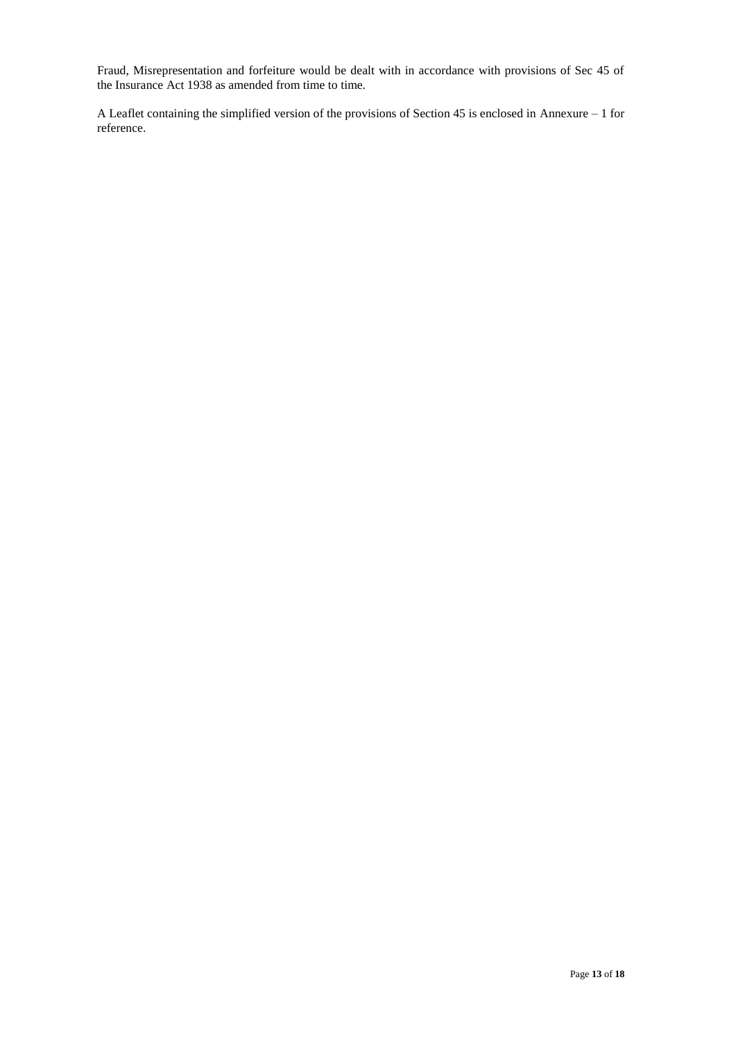Fraud, Misrepresentation and forfeiture would be dealt with in accordance with provisions of Sec 45 of the Insurance Act 1938 as amended from time to time.

A Leaflet containing the simplified version of the provisions of Section 45 is enclosed in Annexure – 1 for reference.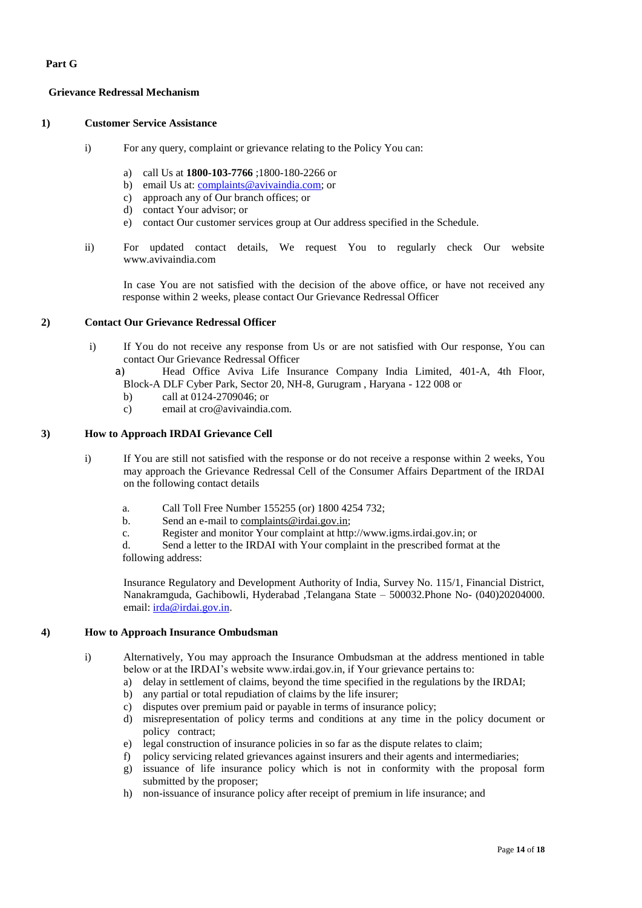**Part G**

**Grievance Redressal Mechanism**

**1) Customer Service Assistance**

i) For any query, complaint or grievance relating to the Policy You can:

a) call Us at **1800-103-7766** ;1800-180-2266 or
b) email Us at: complaints@avivaindia.com; or
c) approach any of Our branch offices; or
d) contact Your advisor; or
e) contact Our customer services group at Our address specified in the Schedule.

ii) For updated contact details, We request You to regularly check Our website www.avivaindia.com

In case You are not satisfied with the decision of the above office, or have not received any response within 2 weeks, please contact Our Grievance Redressal Officer

**2) Contact Our Grievance Redressal Officer**

i) If You do not receive any response from Us or are not satisfied with Our response, You can contact Our Grievance Redressal Officer

a) Head Office Aviva Life Insurance Company India Limited, 401-A, 4th Floor, Block-A DLF Cyber Park, Sector 20, NH-8, Gurugram , Haryana - 122 008 or
b) call at 0124-2709046; or
c) email at cro@avivaindia.com.

**3) How to Approach IRDAI Grievance Cell**

i) If You are still not satisfied with the response or do not receive a response within 2 weeks, You may approach the Grievance Redressal Cell of the Consumer Affairs Department of the IRDAI on the following contact details

a. Call Toll Free Number 155255 (or) 1800 4254 732;
b. Send an e-mail to complaints@irdai.gov.in;
c. Register and monitor Your complaint at http://www.igms.irdai.gov.in; or
d. Send a letter to the IRDAI with Your complaint in the prescribed format at the following address:

Insurance Regulatory and Development Authority of India, Survey No. 115/1, Financial District, Nanakramguda, Gachibowli, Hyderabad ,Telangana State – 500032.Phone No- (040)20204000. email: irda@irdai.gov.in.

**4) How to Approach Insurance Ombudsman**

i) Alternatively, You may approach the Insurance Ombudsman at the address mentioned in table below or at the IRDAI's website www.irdai.gov.in, if Your grievance pertains to:

a) delay in settlement of claims, beyond the time specified in the regulations by the IRDAI;
b) any partial or total repudiation of claims by the life insurer;
c) disputes over premium paid or payable in terms of insurance policy;
d) misrepresentation of policy terms and conditions at any time in the policy document or policy contract;
e) legal construction of insurance policies in so far as the dispute relates to claim;
f) policy servicing related grievances against insurers and their agents and intermediaries;
g) issuance of life insurance policy which is not in conformity with the proposal form submitted by the proposer;
h) non-issuance of insurance policy after receipt of premium in life insurance; and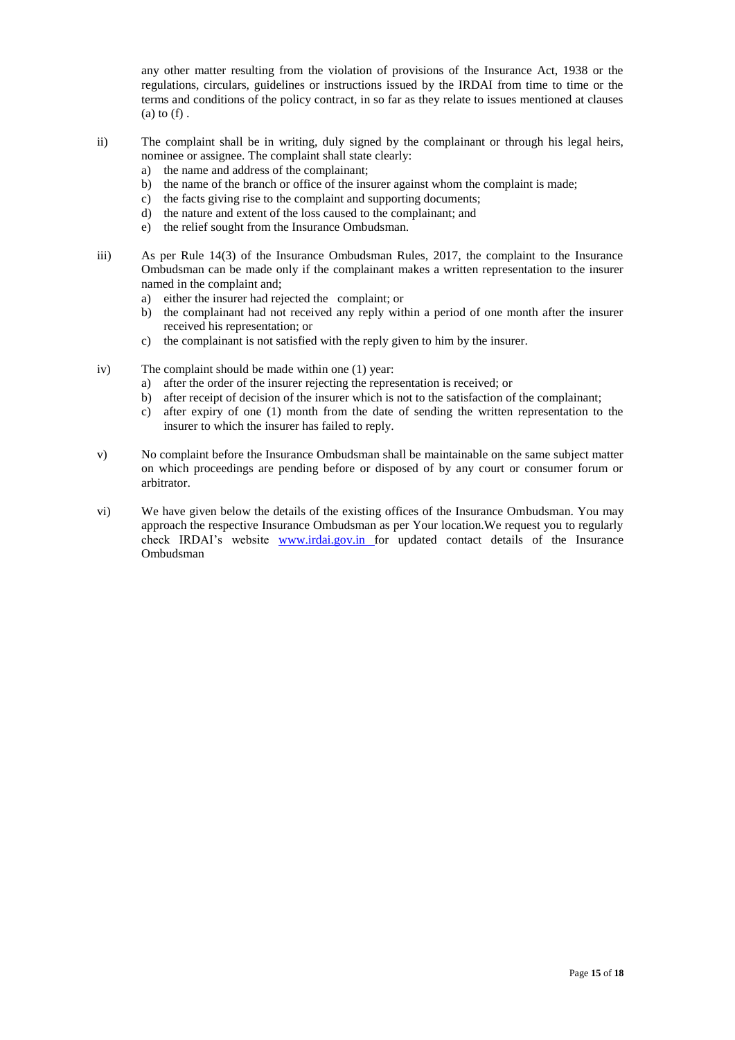any other matter resulting from the violation of provisions of the Insurance Act, 1938 or the regulations, circulars, guidelines or instructions issued by the IRDAI from time to time or the terms and conditions of the policy contract, in so far as they relate to issues mentioned at clauses (a) to (f) .

ii) The complaint shall be in writing, duly signed by the complainant or through his legal heirs, nominee or assignee. The complaint shall state clearly:
   a) the name and address of the complainant;
   b) the name of the branch or office of the insurer against whom the complaint is made;
   c) the facts giving rise to the complaint and supporting documents;
   d) the nature and extent of the loss caused to the complainant; and
   e) the relief sought from the Insurance Ombudsman.

iii) As per Rule 14(3) of the Insurance Ombudsman Rules, 2017, the complaint to the Insurance Ombudsman can be made only if the complainant makes a written representation to the insurer named in the complaint and;
   a) either the insurer had rejected the complaint; or
   b) the complainant had not received any reply within a period of one month after the insurer received his representation; or
   c) the complainant is not satisfied with the reply given to him by the insurer.

iv) The complaint should be made within one (1) year:
   a) after the order of the insurer rejecting the representation is received; or
   b) after receipt of decision of the insurer which is not to the satisfaction of the complainant;
   c) after expiry of one (1) month from the date of sending the written representation to the insurer to which the insurer has failed to reply.

v) No complaint before the Insurance Ombudsman shall be maintainable on the same subject matter on which proceedings are pending before or disposed of by any court or consumer forum or arbitrator.

vi) We have given below the details of the existing offices of the Insurance Ombudsman. You may approach the respective Insurance Ombudsman as per Your location.We request you to regularly check IRDAI's website [www.irdai.gov.in](http://www.irdai.gov.in) for updated contact details of the Insurance Ombudsman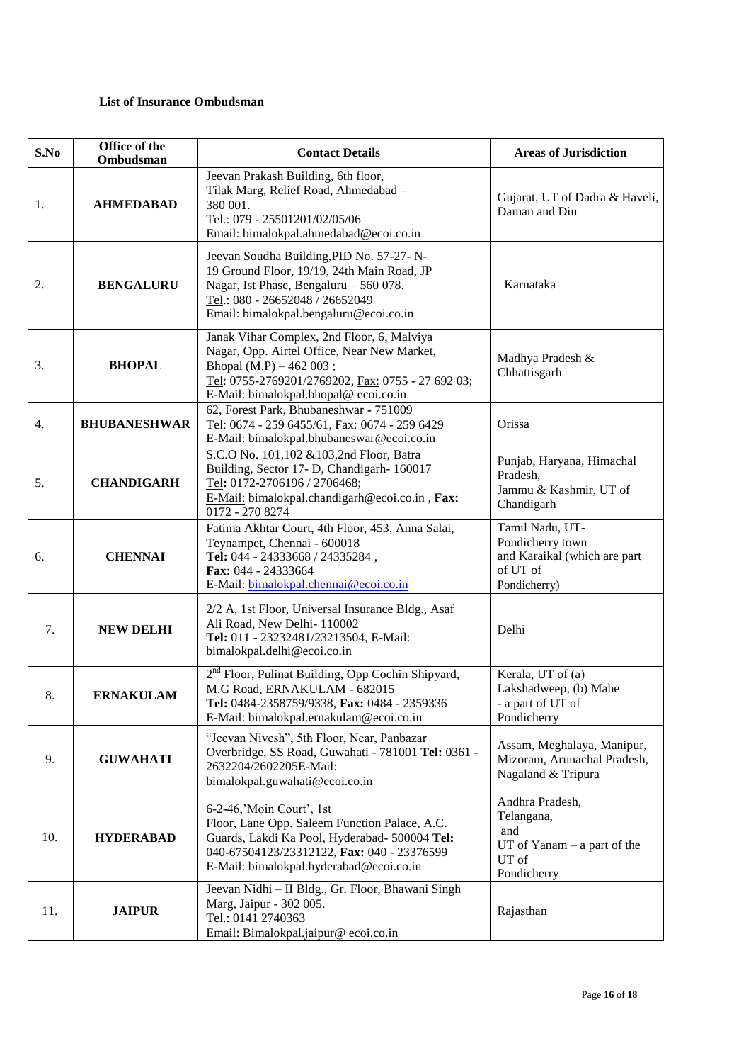**List of Insurance Ombudsman**

| S.No | Office of the Ombudsman | Contact Details | Areas of Jurisdiction |
|---|---|---|---|
| 1. | **AHMEDABAD** | Jeevan Prakash Building, 6th floor, Tilak Marg, Relief Road, Ahmedabad – 380 001. Tel.: 079 - 25501201/02/05/06 Email: bimalokpal.ahmedabad@ecoi.co.in | Gujarat, UT of Dadra & Haveli, Daman and Diu |
| 2. | **BENGALURU** | Jeevan Soudha Building,PID No. 57-27- N-19 Ground Floor, 19/19, 24th Main Road, JP Nagar, Ist Phase, Bengaluru – 560 078. Tel.: 080 - 26652048 / 26652049 Email: bimalokpal.bengaluru@ecoi.co.in | Karnataka |
| 3. | **BHOPAL** | Janak Vihar Complex, 2nd Floor, 6, Malviya Nagar, Opp. Airtel Office, Near New Market, Bhopal (M.P) – 462 003 ; Tel: 0755-2769201/2769202, Fax: 0755 - 27 692 03; E-Mail: bimalokpal.bhopal@ ecoi.co.in | Madhya Pradesh & Chhattisgarh |
| 4. | **BHUBANESHWAR** | 62, Forest Park, Bhubaneshwar - 751009 Tel: 0674 - 259 6455/61, Fax: 0674 - 259 6429 E-Mail: bimalokpal.bhubaneswar@ecoi.co.in | Orissa |
| 5. | **CHANDIGARH** | S.C.O No. 101,102 &103,2nd Floor, Batra Building, Sector 17- D, Chandigarh- 160017 Tel**:** 0172-2706196 / 2706468; E-Mail: bimalokpal.chandigarh@ecoi.co.in , **Fax:** 0172 - 270 8274 | Punjab, Haryana, Himachal Pradesh, Jammu & Kashmir, UT of Chandigarh |
| 6. | **CHENNAI** | Fatima Akhtar Court, 4th Floor, 453, Anna Salai, Teynampet, Chennai - 600018 **Tel:** 044 - 24333668 / 24335284 , **Fax:** 044 - 24333664 E-Mail: bimalokpal.chennai@ecoi.co.in | Tamil Nadu, UT-Pondicherry town and Karaikal (which are part of UT of Pondicherry) |
| 7. | **NEW DELHI** | 2/2 A, 1st Floor, Universal Insurance Bldg., Asaf Ali Road, New Delhi- 110002 **Tel:** 011 - 23232481/23213504, E-Mail: bimalokpal.delhi@ecoi.co.in | Delhi |
| 8. | **ERNAKULAM** | 2nd Floor, Pulinat Building, Opp Cochin Shipyard, M.G Road, ERNAKULAM - 682015 **Tel:** 0484-2358759/9338, **Fax:** 0484 - 2359336 E-Mail: bimalokpal.ernakulam@ecoi.co.in | Kerala, UT of (a) Lakshadweep, (b) Mahe - a part of UT of Pondicherry |
| 9. | **GUWAHATI** | "Jeevan Nivesh", 5th Floor, Near, Panbazar Overbridge, SS Road, Guwahati - 781001 **Tel:** 0361 - 2632204/2602205E-Mail: bimalokpal.guwahati@ecoi.co.in | Assam, Meghalaya, Manipur, Mizoram, Arunachal Pradesh, Nagaland & Tripura |
| 10. | **HYDERABAD** | 6-2-46,'Moin Court', 1st Floor, Lane Opp. Saleem Function Palace, A.C. Guards, Lakdi Ka Pool, Hyderabad- 500004 **Tel:** 040-67504123/23312122, **Fax:** 040 - 23376599 E-Mail: bimalokpal.hyderabad@ecoi.co.in | Andhra Pradesh, Telangana, and UT of Yanam – a part of the UT of Pondicherry |
| 11. | **JAIPUR** | Jeevan Nidhi – II Bldg., Gr. Floor, Bhawani Singh Marg, Jaipur - 302 005. Tel.: 0141 2740363 Email: Bimalokpal.jaipur@ ecoi.co.in | Rajasthan |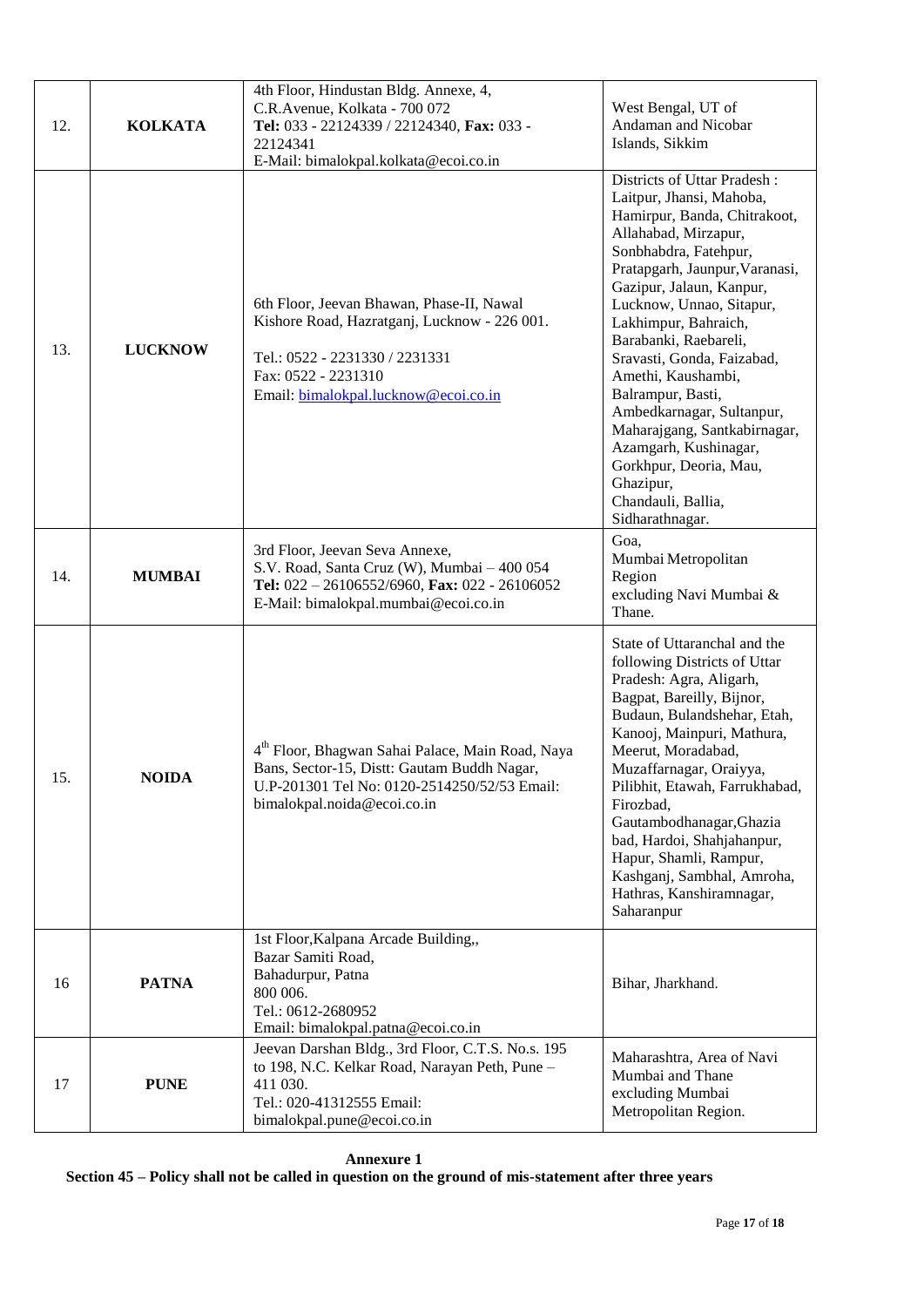| 12. | **KOLKATA** | 4th Floor, Hindustan Bldg. Annexe, 4, C.R.Avenue, Kolkata - 700 072 **Tel:** 033 - 22124339 / 22124340, **Fax:** 033 - 22124341 E-Mail: bimalokpal.kolkata@ecoi.co.in | West Bengal, UT of Andaman and Nicobar Islands, Sikkim |
|---|---|---|---|
| 13. | **LUCKNOW** | 6th Floor, Jeevan Bhawan, Phase-II, Nawal Kishore Road, Hazratganj, Lucknow - 226 001. Tel.: 0522 - 2231330 / 2231331 Fax: 0522 - 2231310 Email: bimalokpal.lucknow@ecoi.co.in | Districts of Uttar Pradesh : Laitpur, Jhansi, Mahoba, Hamirpur, Banda, Chitrakoot, Allahabad, Mirzapur, Sonbhabdra, Fatehpur, Pratapgarh, Jaunpur,Varanasi, Gazipur, Jalaun, Kanpur, Lucknow, Unnao, Sitapur, Lakhimpur, Bahraich, Barabanki, Raebareli, Sravasti, Gonda, Faizabad, Amethi, Kaushambi, Balrampur, Basti, Ambedkarnagar, Sultanpur, Maharajgang, Santkabirnagar, Azamgarh, Kushinagar, Gorkhpur, Deoria, Mau, Ghazipur, Chandauli, Ballia, Sidharathnagar. |
| 14. | **MUMBAI** | 3rd Floor, Jeevan Seva Annexe, S.V. Road, Santa Cruz (W), Mumbai – 400 054 **Tel:** 022 – 26106552/6960, **Fax:** 022 - 26106052 E-Mail: bimalokpal.mumbai@ecoi.co.in | Goa, Mumbai Metropolitan Region excluding Navi Mumbai & Thane. |
| 15. | **NOIDA** | 4th Floor, Bhagwan Sahai Palace, Main Road, Naya Bans, Sector-15, Distt: Gautam Buddh Nagar, U.P-201301 Tel No: 0120-2514250/52/53 Email: bimalokpal.noida@ecoi.co.in | State of Uttaranchal and the following Districts of Uttar Pradesh: Agra, Aligarh, Bagpat, Bareilly, Bijnor, Budaun, Bulandshehar, Etah, Kanooj, Mainpuri, Mathura, Meerut, Moradabad, Muzaffarnagar, Oraiyya, Pilibhit, Etawah, Farrukhabad, Firozbad, Gautambodhanagar,Ghaziabad, Hardoi, Shahjahanpur, Hapur, Shamli, Rampur, Kashganj, Sambhal, Amroha, Hathras, Kanshiramnagar, Saharanpur |
| 16 | **PATNA** | 1st Floor,Kalpana Arcade Building,, Bazar Samiti Road, Bahadurpur, Patna 800 006. Tel.: 0612-2680952 Email: bimalokpal.patna@ecoi.co.in | Bihar, Jharkhand. |
| 17 | **PUNE** | Jeevan Darshan Bldg., 3rd Floor, C.T.S. No.s. 195 to 198, N.C. Kelkar Road, Narayan Peth, Pune – 411 030. Tel.: 020-41312555 Email: bimalokpal.pune@ecoi.co.in | Maharashtra, Area of Navi Mumbai and Thane excluding Mumbai Metropolitan Region. |

**Annexure 1**

**Section 45 – Policy shall not be called in question on the ground of mis-statement after three years**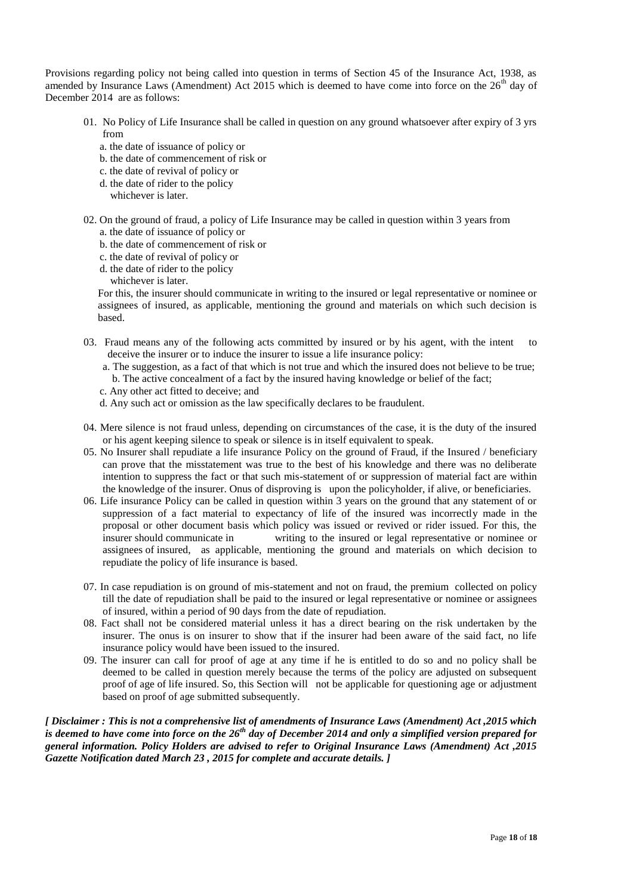Provisions regarding policy not being called into question in terms of Section 45 of the Insurance Act, 1938, as amended by Insurance Laws (Amendment) Act 2015 which is deemed to have come into force on the 26th day of December 2014 are as follows:

01. No Policy of Life Insurance shall be called in question on any ground whatsoever after expiry of 3 yrs from
    a. the date of issuance of policy or
    b. the date of commencement of risk or
    c. the date of revival of policy or
    d. the date of rider to the policy
    whichever is later.

02. On the ground of fraud, a policy of Life Insurance may be called in question within 3 years from
    a. the date of issuance of policy or
    b. the date of commencement of risk or
    c. the date of revival of policy or
    d. the date of rider to the policy
    whichever is later.

    For this, the insurer should communicate in writing to the insured or legal representative or nominee or assignees of insured, as applicable, mentioning the ground and materials on which such decision is based.

03. Fraud means any of the following acts committed by insured or by his agent, with the intent to deceive the insurer or to induce the insurer to issue a life insurance policy:
    a. The suggestion, as a fact of that which is not true and which the insured does not believe to be true;
    b. The active concealment of a fact by the insured having knowledge or belief of the fact;
    c. Any other act fitted to deceive; and
    d. Any such act or omission as the law specifically declares to be fraudulent.

04. Mere silence is not fraud unless, depending on circumstances of the case, it is the duty of the insured or his agent keeping silence to speak or silence is in itself equivalent to speak.

05. No Insurer shall repudiate a life insurance Policy on the ground of Fraud, if the Insured / beneficiary can prove that the misstatement was true to the best of his knowledge and there was no deliberate intention to suppress the fact or that such mis-statement of or suppression of material fact are within the knowledge of the insurer. Onus of disproving is upon the policyholder, if alive, or beneficiaries.

06. Life insurance Policy can be called in question within 3 years on the ground that any statement of or suppression of a fact material to expectancy of life of the insured was incorrectly made in the proposal or other document basis which policy was issued or revived or rider issued. For this, the insurer should communicate in writing to the insured or legal representative or nominee or assignees of insured, as applicable, mentioning the ground and materials on which decision to repudiate the policy of life insurance is based.

07. In case repudiation is on ground of mis-statement and not on fraud, the premium collected on policy till the date of repudiation shall be paid to the insured or legal representative or nominee or assignees of insured, within a period of 90 days from the date of repudiation.

08. Fact shall not be considered material unless it has a direct bearing on the risk undertaken by the insurer. The onus is on insurer to show that if the insurer had been aware of the said fact, no life insurance policy would have been issued to the insured.

09. The insurer can call for proof of age at any time if he is entitled to do so and no policy shall be deemed to be called in question merely because the terms of the policy are adjusted on subsequent proof of age of life insured. So, this Section will not be applicable for questioning age or adjustment based on proof of age submitted subsequently.

***[ Disclaimer : This is not a comprehensive list of amendments of Insurance Laws (Amendment) Act ,2015 which is deemed to have come into force on the 26th day of December 2014 and only a simplified version prepared for general information. Policy Holders are advised to refer to Original Insurance Laws (Amendment) Act ,2015 Gazette Notification dated March 23 , 2015 for complete and accurate details. ]***